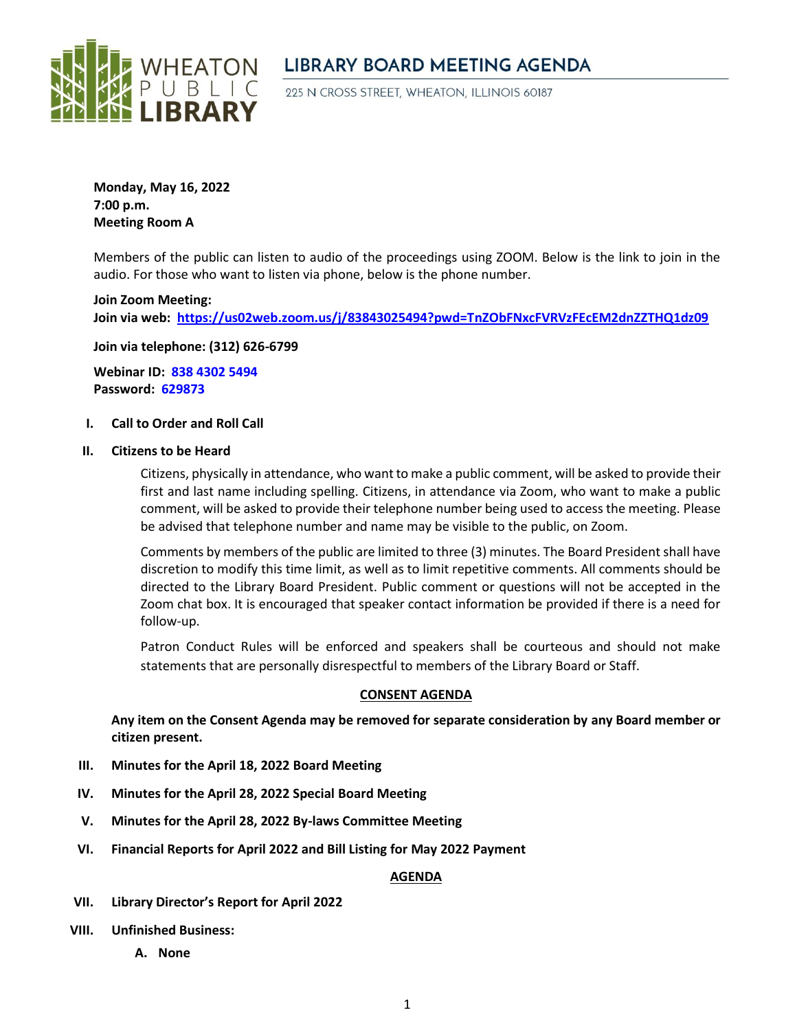WHEATON PUBLIC LIBRARY

# LIBRARY BOARD MEETING AGENDA

225 N CROSS STREET, WHEATON, ILLINOIS 60187

**Monday, May 16, 2022**
**7:00 p.m.**
**Meeting Room A**

Members of the public can listen to audio of the proceedings using ZOOM. Below is the link to join in the audio. For those who want to listen via phone, below is the phone number.

**Join Zoom Meeting:**
**Join via web: https://us02web.zoom.us/j/83843025494?pwd=TnZObFNxcFVRVzFEcEM2dnZZTHQ1dz09**

**Join via telephone: (312) 626-6799**

**Webinar ID: 838 4302 5494**
**Password: 629873**

**I. Call to Order and Roll Call**

**II. Citizens to be Heard**

Citizens, physically in attendance, who want to make a public comment, will be asked to provide their first and last name including spelling. Citizens, in attendance via Zoom, who want to make a public comment, will be asked to provide their telephone number being used to access the meeting. Please be advised that telephone number and name may be visible to the public, on Zoom.

Comments by members of the public are limited to three (3) minutes. The Board President shall have discretion to modify this time limit, as well as to limit repetitive comments. All comments should be directed to the Library Board President. Public comment or questions will not be accepted in the Zoom chat box. It is encouraged that speaker contact information be provided if there is a need for follow-up.

Patron Conduct Rules will be enforced and speakers shall be courteous and should not make statements that are personally disrespectful to members of the Library Board or Staff.

**CONSENT AGENDA**

**Any item on the Consent Agenda may be removed for separate consideration by any Board member or citizen present.**

**III. Minutes for the April 18, 2022 Board Meeting**

**IV. Minutes for the April 28, 2022 Special Board Meeting**

**V. Minutes for the April 28, 2022 By-laws Committee Meeting**

**VI. Financial Reports for April 2022 and Bill Listing for May 2022 Payment**

**AGENDA**

**VII. Library Director's Report for April 2022**

**VIII. Unfinished Business:**

**A. None**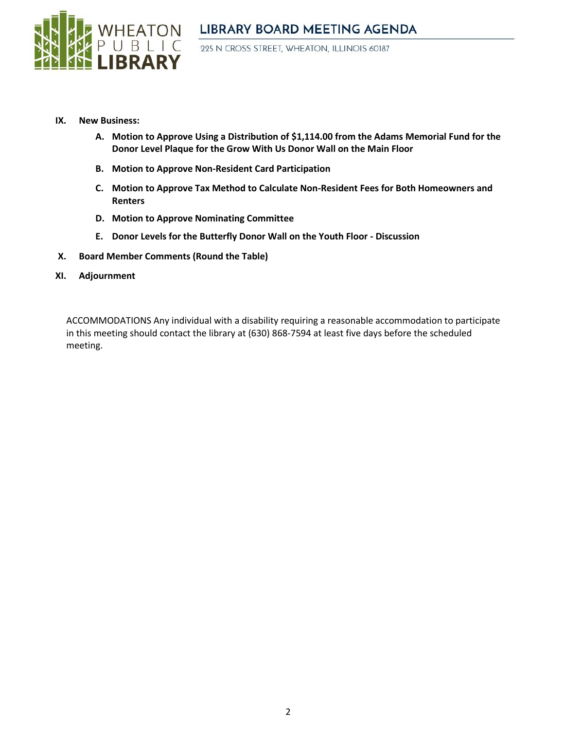IX. **New Business:**

   A. **Motion to Approve Using a Distribution of $1,114.00 from the Adams Memorial Fund for the Donor Level Plaque for the Grow With Us Donor Wall on the Main Floor**

   B. **Motion to Approve Non-Resident Card Participation**

   C. **Motion to Approve Tax Method to Calculate Non-Resident Fees for Both Homeowners and Renters**

   D. **Motion to Approve Nominating Committee**

   E. **Donor Levels for the Butterfly Donor Wall on the Youth Floor - Discussion**

X. **Board Member Comments (Round the Table)**

XI. **Adjournment**

ACCOMMODATIONS Any individual with a disability requiring a reasonable accommodation to participate in this meeting should contact the library at (630) 868-7594 at least five days before the scheduled meeting.